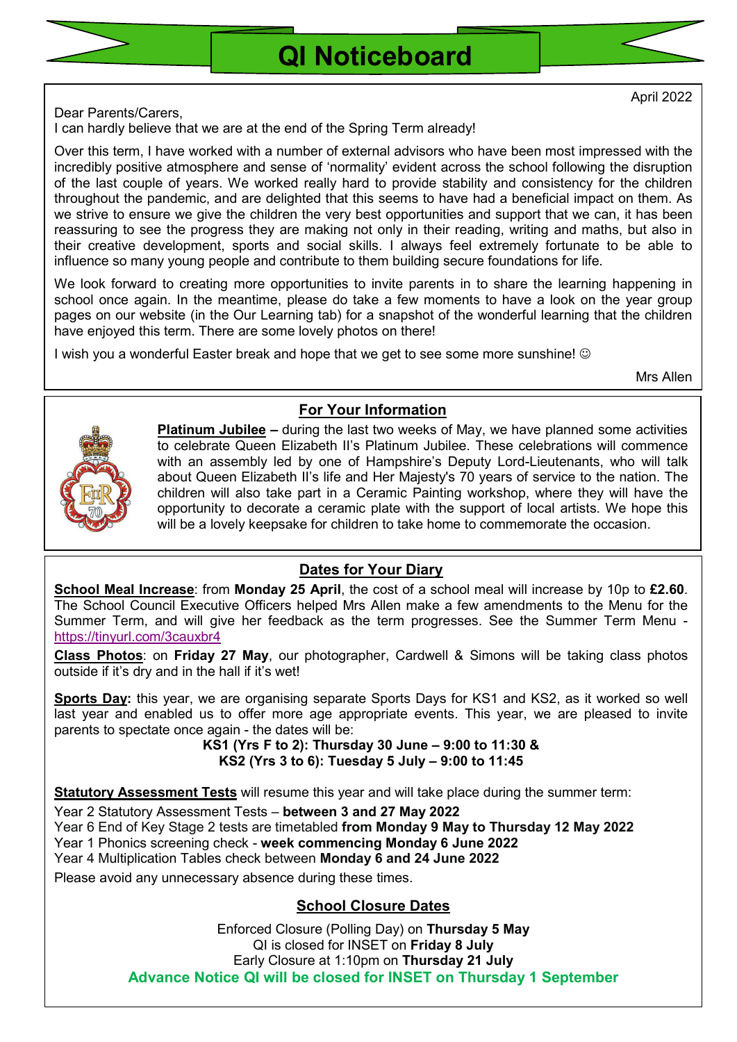# QI Noticeboard

April 2022

Dear Parents/Carers,
I can hardly believe that we are at the end of the Spring Term already!

Over this term, I have worked with a number of external advisors who have been most impressed with the incredibly positive atmosphere and sense of 'normality' evident across the school following the disruption of the last couple of years. We worked really hard to provide stability and consistency for the children throughout the pandemic, and are delighted that this seems to have had a beneficial impact on them. As we strive to ensure we give the children the very best opportunities and support that we can, it has been reassuring to see the progress they are making not only in their reading, writing and maths, but also in their creative development, sports and social skills. I always feel extremely fortunate to be able to influence so many young people and contribute to them building secure foundations for life.

We look forward to creating more opportunities to invite parents in to share the learning happening in school once again. In the meantime, please do take a few moments to have a look on the year group pages on our website (in the Our Learning tab) for a snapshot of the wonderful learning that the children have enjoyed this term. There are some lovely photos on there!

I wish you a wonderful Easter break and hope that we get to see some more sunshine! ☺

Mrs Allen

## For Your Information

**Platinum Jubilee –** during the last two weeks of May, we have planned some activities to celebrate Queen Elizabeth II's Platinum Jubilee. These celebrations will commence with an assembly led by one of Hampshire's Deputy Lord-Lieutenants, who will talk about Queen Elizabeth II's life and Her Majesty's 70 years of service to the nation. The children will also take part in a Ceramic Painting workshop, where they will have the opportunity to decorate a ceramic plate with the support of local artists. We hope this will be a lovely keepsake for children to take home to commemorate the occasion.

## Dates for Your Diary

**School Meal Increase**: from **Monday 25 April**, the cost of a school meal will increase by 10p to **£2.60**. The School Council Executive Officers helped Mrs Allen make a few amendments to the Menu for the Summer Term, and will give her feedback as the term progresses. See the Summer Term Menu - https://tinyurl.com/3cauxbr4

**Class Photos**: on **Friday 27 May**, our photographer, Cardwell & Simons will be taking class photos outside if it's dry and in the hall if it's wet!

**Sports Day:** this year, we are organising separate Sports Days for KS1 and KS2, as it worked so well last year and enabled us to offer more age appropriate events. This year, we are pleased to invite parents to spectate once again - the dates will be:

**KS1 (Yrs F to 2): Thursday 30 June – 9:00 to 11:30 &**
**KS2 (Yrs 3 to 6): Tuesday 5 July – 9:00 to 11:45**

**Statutory Assessment Tests** will resume this year and will take place during the summer term:

Year 2 Statutory Assessment Tests – **between 3 and 27 May 2022**
Year 6 End of Key Stage 2 tests are timetabled **from Monday 9 May to Thursday 12 May 2022**
Year 1 Phonics screening check - **week commencing Monday 6 June 2022**
Year 4 Multiplication Tables check between **Monday 6 and 24 June 2022**

Please avoid any unnecessary absence during these times.

## School Closure Dates

Enforced Closure (Polling Day) on **Thursday 5 May**
QI is closed for INSET on **Friday 8 July**
Early Closure at 1:10pm on **Thursday 21 July**
**Advance Notice QI will be closed for INSET on Thursday 1 September**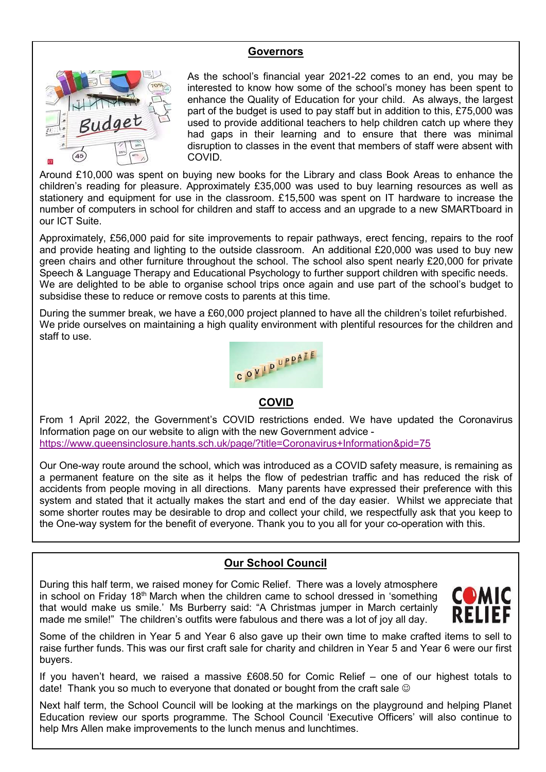## Governors

As the school's financial year 2021-22 comes to an end, you may be interested to know how some of the school's money has been spent to enhance the Quality of Education for your child. As always, the largest part of the budget is used to pay staff but in addition to this, £75,000 was used to provide additional teachers to help children catch up where they had gaps in their learning and to ensure that there was minimal disruption to classes in the event that members of staff were absent with COVID.

Around £10,000 was spent on buying new books for the Library and class Book Areas to enhance the children's reading for pleasure. Approximately £35,000 was used to buy learning resources as well as stationery and equipment for use in the classroom. £15,500 was spent on IT hardware to increase the number of computers in school for children and staff to access and an upgrade to a new SMARTboard in our ICT Suite.

Approximately, £56,000 paid for site improvements to repair pathways, erect fencing, repairs to the roof and provide heating and lighting to the outside classroom. An additional £20,000 was used to buy new green chairs and other furniture throughout the school. The school also spent nearly £20,000 for private Speech & Language Therapy and Educational Psychology to further support children with specific needs. We are delighted to be able to organise school trips once again and use part of the school's budget to subsidise these to reduce or remove costs to parents at this time.

During the summer break, we have a £60,000 project planned to have all the children's toilet refurbished. We pride ourselves on maintaining a high quality environment with plentiful resources for the children and staff to use.

## COVID

From 1 April 2022, the Government's COVID restrictions ended. We have updated the Coronavirus Information page on our website to align with the new Government advice - https://www.queensinclosure.hants.sch.uk/page/?title=Coronavirus+Information&pid=75

Our One-way route around the school, which was introduced as a COVID safety measure, is remaining as a permanent feature on the site as it helps the flow of pedestrian traffic and has reduced the risk of accidents from people moving in all directions. Many parents have expressed their preference with this system and stated that it actually makes the start and end of the day easier. Whilst we appreciate that some shorter routes may be desirable to drop and collect your child, we respectfully ask that you keep to the One-way system for the benefit of everyone. Thank you to you all for your co-operation with this.

## Our School Council

During this half term, we raised money for Comic Relief. There was a lovely atmosphere in school on Friday 18th March when the children came to school dressed in 'something that would make us smile.' Ms Burberry said: "A Christmas jumper in March certainly made me smile!" The children's outfits were fabulous and there was a lot of joy all day.

Some of the children in Year 5 and Year 6 also gave up their own time to make crafted items to sell to raise further funds. This was our first craft sale for charity and children in Year 5 and Year 6 were our first buyers.

If you haven't heard, we raised a massive £608.50 for Comic Relief – one of our highest totals to date! Thank you so much to everyone that donated or bought from the craft sale ☺

Next half term, the School Council will be looking at the markings on the playground and helping Planet Education review our sports programme. The School Council 'Executive Officers' will also continue to help Mrs Allen make improvements to the lunch menus and lunchtimes.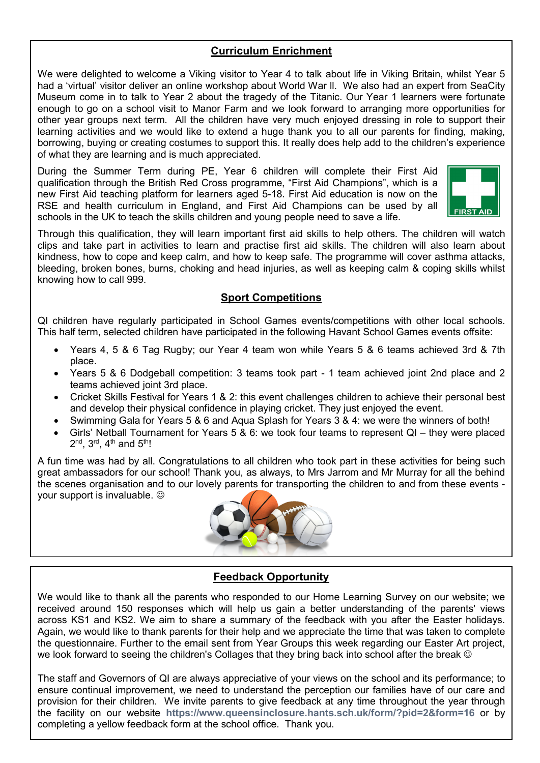## Curriculum Enrichment

We were delighted to welcome a Viking visitor to Year 4 to talk about life in Viking Britain, whilst Year 5 had a 'virtual' visitor deliver an online workshop about World War ll. We also had an expert from SeaCity Museum come in to talk to Year 2 about the tragedy of the Titanic. Our Year 1 learners were fortunate enough to go on a school visit to Manor Farm and we look forward to arranging more opportunities for other year groups next term. All the children have very much enjoyed dressing in role to support their learning activities and we would like to extend a huge thank you to all our parents for finding, making, borrowing, buying or creating costumes to support this. It really does help add to the children's experience of what they are learning and is much appreciated.

During the Summer Term during PE, Year 6 children will complete their First Aid qualification through the British Red Cross programme, "First Aid Champions", which is a new First Aid teaching platform for learners aged 5-18. First Aid education is now on the RSE and health curriculum in England, and First Aid Champions can be used by all schools in the UK to teach the skills children and young people need to save a life.

Through this qualification, they will learn important first aid skills to help others. The children will watch clips and take part in activities to learn and practise first aid skills. The children will also learn about kindness, how to cope and keep calm, and how to keep safe. The programme will cover asthma attacks, bleeding, broken bones, burns, choking and head injuries, as well as keeping calm & coping skills whilst knowing how to call 999.

## Sport Competitions

QI children have regularly participated in School Games events/competitions with other local schools. This half term, selected children have participated in the following Havant School Games events offsite:

- Years 4, 5 & 6 Tag Rugby; our Year 4 team won while Years 5 & 6 teams achieved 3rd & 7th place.
- Years 5 & 6 Dodgeball competition: 3 teams took part - 1 team achieved joint 2nd place and 2 teams achieved joint 3rd place.
- Cricket Skills Festival for Years 1 & 2: this event challenges children to achieve their personal best and develop their physical confidence in playing cricket. They just enjoyed the event.
- Swimming Gala for Years 5 & 6 and Aqua Splash for Years 3 & 4: we were the winners of both!
- Girls' Netball Tournament for Years 5 & 6: we took four teams to represent QI – they were placed 2nd, 3rd, 4th and 5th!

A fun time was had by all. Congratulations to all children who took part in these activities for being such great ambassadors for our school! Thank you, as always, to Mrs Jarrom and Mr Murray for all the behind the scenes organisation and to our lovely parents for transporting the children to and from these events - your support is invaluable. ☺

## Feedback Opportunity

We would like to thank all the parents who responded to our Home Learning Survey on our website; we received around 150 responses which will help us gain a better understanding of the parents' views across KS1 and KS2. We aim to share a summary of the feedback with you after the Easter holidays. Again, we would like to thank parents for their help and we appreciate the time that was taken to complete the questionnaire. Further to the email sent from Year Groups this week regarding our Easter Art project, we look forward to seeing the children's Collages that they bring back into school after the break ☺

The staff and Governors of QI are always appreciative of your views on the school and its performance; to ensure continual improvement, we need to understand the perception our families have of our care and provision for their children. We invite parents to give feedback at any time throughout the year through the facility on our website **https://www.queensinclosure.hants.sch.uk/form/?pid=2&form=16** or by completing a yellow feedback form at the school office. Thank you.